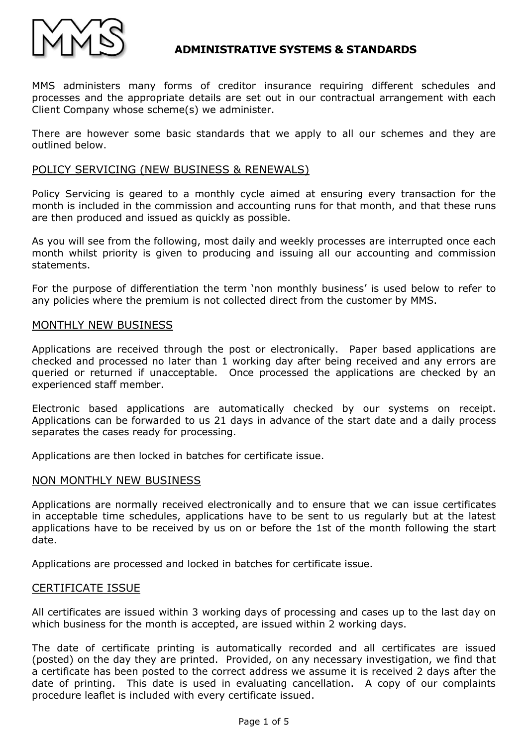# ADMINISTRATIVE SYSTEMS & STANDARDS

MMS administers many forms of creditor insurance requiring different schedules and processes and the appropriate details are set out in our contractual arrangement with each Client Company whose scheme(s) we administer.

There are however some basic standards that we apply to all our schemes and they are outlined below.

## POLICY SERVICING (NEW BUSINESS & RENEWALS)

Policy Servicing is geared to a monthly cycle aimed at ensuring every transaction for the month is included in the commission and accounting runs for that month, and that these runs are then produced and issued as quickly as possible.

As you will see from the following, most daily and weekly processes are interrupted once each month whilst priority is given to producing and issuing all our accounting and commission statements.

For the purpose of differentiation the term 'non monthly business' is used below to refer to any policies where the premium is not collected direct from the customer by MMS.

## MONTHLY NEW BUSINESS

Applications are received through the post or electronically. Paper based applications are checked and processed no later than 1 working day after being received and any errors are queried or returned if unacceptable. Once processed the applications are checked by an experienced staff member.

Electronic based applications are automatically checked by our systems on receipt. Applications can be forwarded to us 21 days in advance of the start date and a daily process separates the cases ready for processing.

Applications are then locked in batches for certificate issue.

## NON MONTHLY NEW BUSINESS

Applications are normally received electronically and to ensure that we can issue certificates in acceptable time schedules, applications have to be sent to us regularly but at the latest applications have to be received by us on or before the 1st of the month following the start date.

Applications are processed and locked in batches for certificate issue.

## CERTIFICATE ISSUE

All certificates are issued within 3 working days of processing and cases up to the last day on which business for the month is accepted, are issued within 2 working days.

The date of certificate printing is automatically recorded and all certificates are issued (posted) on the day they are printed. Provided, on any necessary investigation, we find that a certificate has been posted to the correct address we assume it is received 2 days after the date of printing. This date is used in evaluating cancellation. A copy of our complaints procedure leaflet is included with every certificate issued.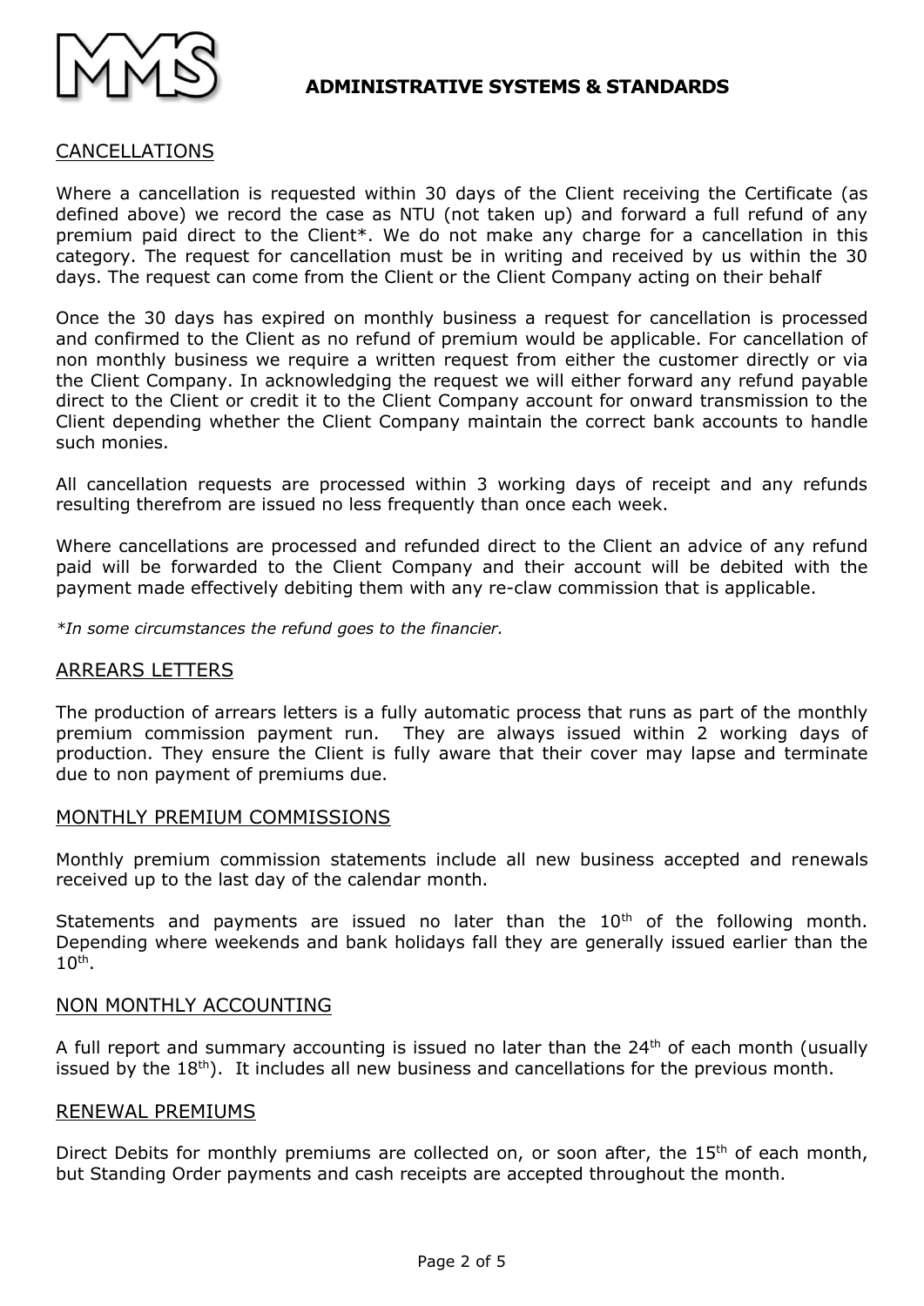## CANCELLATIONS

Where a cancellation is requested within 30 days of the Client receiving the Certificate (as defined above) we record the case as NTU (not taken up) and forward a full refund of any premium paid direct to the Client*. We do not make any charge for a cancellation in this category. The request for cancellation must be in writing and received by us within the 30 days. The request can come from the Client or the Client Company acting on their behalf

Once the 30 days has expired on monthly business a request for cancellation is processed and confirmed to the Client as no refund of premium would be applicable. For cancellation of non monthly business we require a written request from either the customer directly or via the Client Company. In acknowledging the request we will either forward any refund payable direct to the Client or credit it to the Client Company account for onward transmission to the Client depending whether the Client Company maintain the correct bank accounts to handle such monies.

All cancellation requests are processed within 3 working days of receipt and any refunds resulting therefrom are issued no less frequently than once each week.

Where cancellations are processed and refunded direct to the Client an advice of any refund paid will be forwarded to the Client Company and their account will be debited with the payment made effectively debiting them with any re-claw commission that is applicable.

*\*In some circumstances the refund goes to the financier.*

## ARREARS LETTERS

The production of arrears letters is a fully automatic process that runs as part of the monthly premium commission payment run. They are always issued within 2 working days of production. They ensure the Client is fully aware that their cover may lapse and terminate due to non payment of premiums due.

## MONTHLY PREMIUM COMMISSIONS

Monthly premium commission statements include all new business accepted and renewals received up to the last day of the calendar month.

Statements and payments are issued no later than the 10th of the following month. Depending where weekends and bank holidays fall they are generally issued earlier than the 10th.

## NON MONTHLY ACCOUNTING

A full report and summary accounting is issued no later than the 24th of each month (usually issued by the 18th). It includes all new business and cancellations for the previous month.

## RENEWAL PREMIUMS

Direct Debits for monthly premiums are collected on, or soon after, the 15th of each month, but Standing Order payments and cash receipts are accepted throughout the month.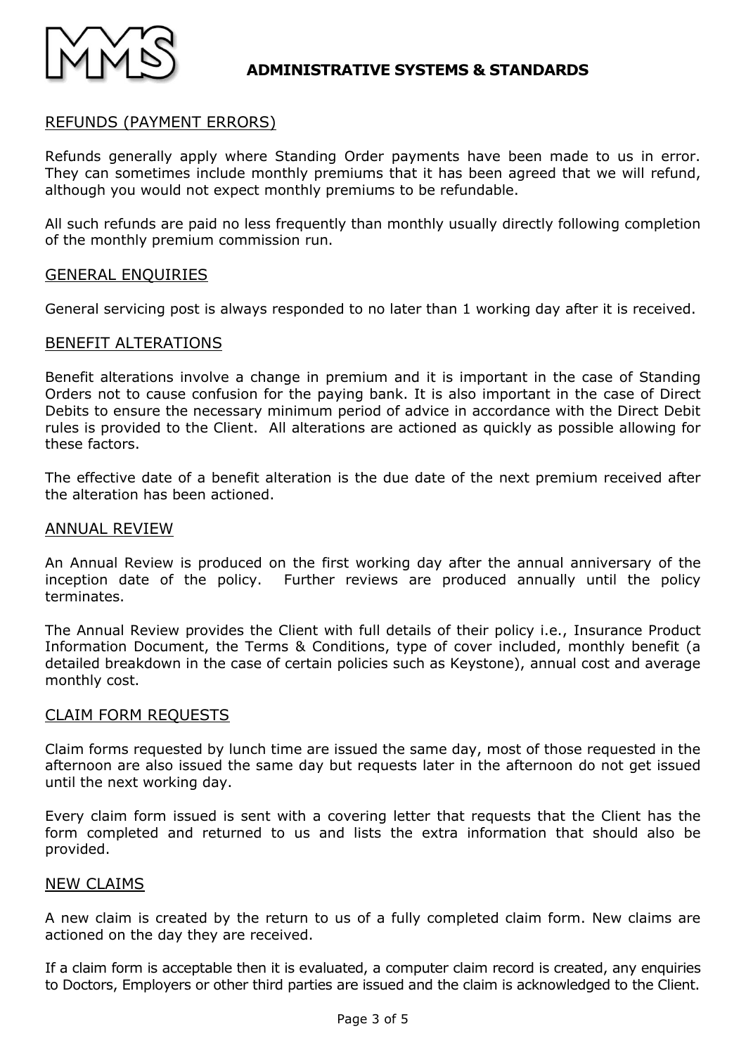## REFUNDS (PAYMENT ERRORS)

Refunds generally apply where Standing Order payments have been made to us in error. They can sometimes include monthly premiums that it has been agreed that we will refund, although you would not expect monthly premiums to be refundable.

All such refunds are paid no less frequently than monthly usually directly following completion of the monthly premium commission run.

## GENERAL ENQUIRIES

General servicing post is always responded to no later than 1 working day after it is received.

## BENEFIT ALTERATIONS

Benefit alterations involve a change in premium and it is important in the case of Standing Orders not to cause confusion for the paying bank. It is also important in the case of Direct Debits to ensure the necessary minimum period of advice in accordance with the Direct Debit rules is provided to the Client. All alterations are actioned as quickly as possible allowing for these factors.

The effective date of a benefit alteration is the due date of the next premium received after the alteration has been actioned.

## ANNUAL REVIEW

An Annual Review is produced on the first working day after the annual anniversary of the inception date of the policy. Further reviews are produced annually until the policy terminates.

The Annual Review provides the Client with full details of their policy i.e., Insurance Product Information Document, the Terms & Conditions, type of cover included, monthly benefit (a detailed breakdown in the case of certain policies such as Keystone), annual cost and average monthly cost.

## CLAIM FORM REQUESTS

Claim forms requested by lunch time are issued the same day, most of those requested in the afternoon are also issued the same day but requests later in the afternoon do not get issued until the next working day.

Every claim form issued is sent with a covering letter that requests that the Client has the form completed and returned to us and lists the extra information that should also be provided.

## NEW CLAIMS

A new claim is created by the return to us of a fully completed claim form. New claims are actioned on the day they are received.

If a claim form is acceptable then it is evaluated, a computer claim record is created, any enquiries to Doctors, Employers or other third parties are issued and the claim is acknowledged to the Client.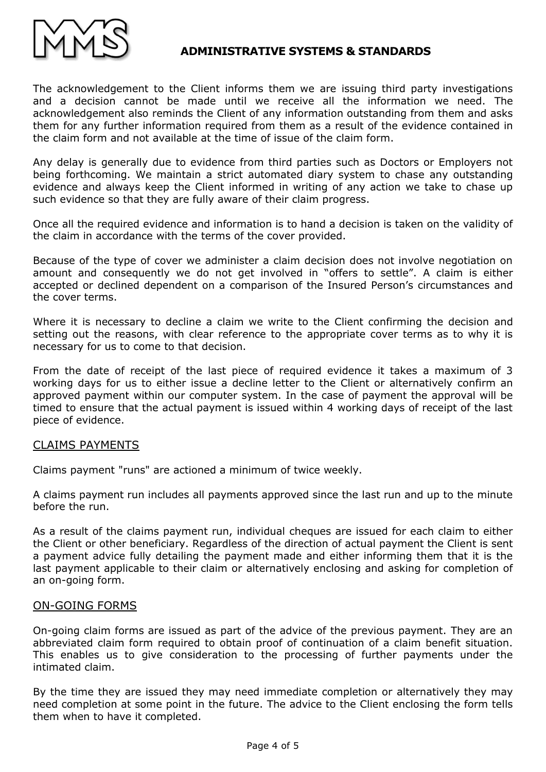The acknowledgement to the Client informs them we are issuing third party investigations and a decision cannot be made until we receive all the information we need. The acknowledgement also reminds the Client of any information outstanding from them and asks them for any further information required from them as a result of the evidence contained in the claim form and not available at the time of issue of the claim form.

Any delay is generally due to evidence from third parties such as Doctors or Employers not being forthcoming. We maintain a strict automated diary system to chase any outstanding evidence and always keep the Client informed in writing of any action we take to chase up such evidence so that they are fully aware of their claim progress.

Once all the required evidence and information is to hand a decision is taken on the validity of the claim in accordance with the terms of the cover provided.

Because of the type of cover we administer a claim decision does not involve negotiation on amount and consequently we do not get involved in "offers to settle". A claim is either accepted or declined dependent on a comparison of the Insured Person's circumstances and the cover terms.

Where it is necessary to decline a claim we write to the Client confirming the decision and setting out the reasons, with clear reference to the appropriate cover terms as to why it is necessary for us to come to that decision.

From the date of receipt of the last piece of required evidence it takes a maximum of 3 working days for us to either issue a decline letter to the Client or alternatively confirm an approved payment within our computer system. In the case of payment the approval will be timed to ensure that the actual payment is issued within 4 working days of receipt of the last piece of evidence.

## CLAIMS PAYMENTS

Claims payment "runs" are actioned a minimum of twice weekly.

A claims payment run includes all payments approved since the last run and up to the minute before the run.

As a result of the claims payment run, individual cheques are issued for each claim to either the Client or other beneficiary. Regardless of the direction of actual payment the Client is sent a payment advice fully detailing the payment made and either informing them that it is the last payment applicable to their claim or alternatively enclosing and asking for completion of an on-going form.

## ON-GOING FORMS

On-going claim forms are issued as part of the advice of the previous payment. They are an abbreviated claim form required to obtain proof of continuation of a claim benefit situation. This enables us to give consideration to the processing of further payments under the intimated claim.

By the time they are issued they may need immediate completion or alternatively they may need completion at some point in the future. The advice to the Client enclosing the form tells them when to have it completed.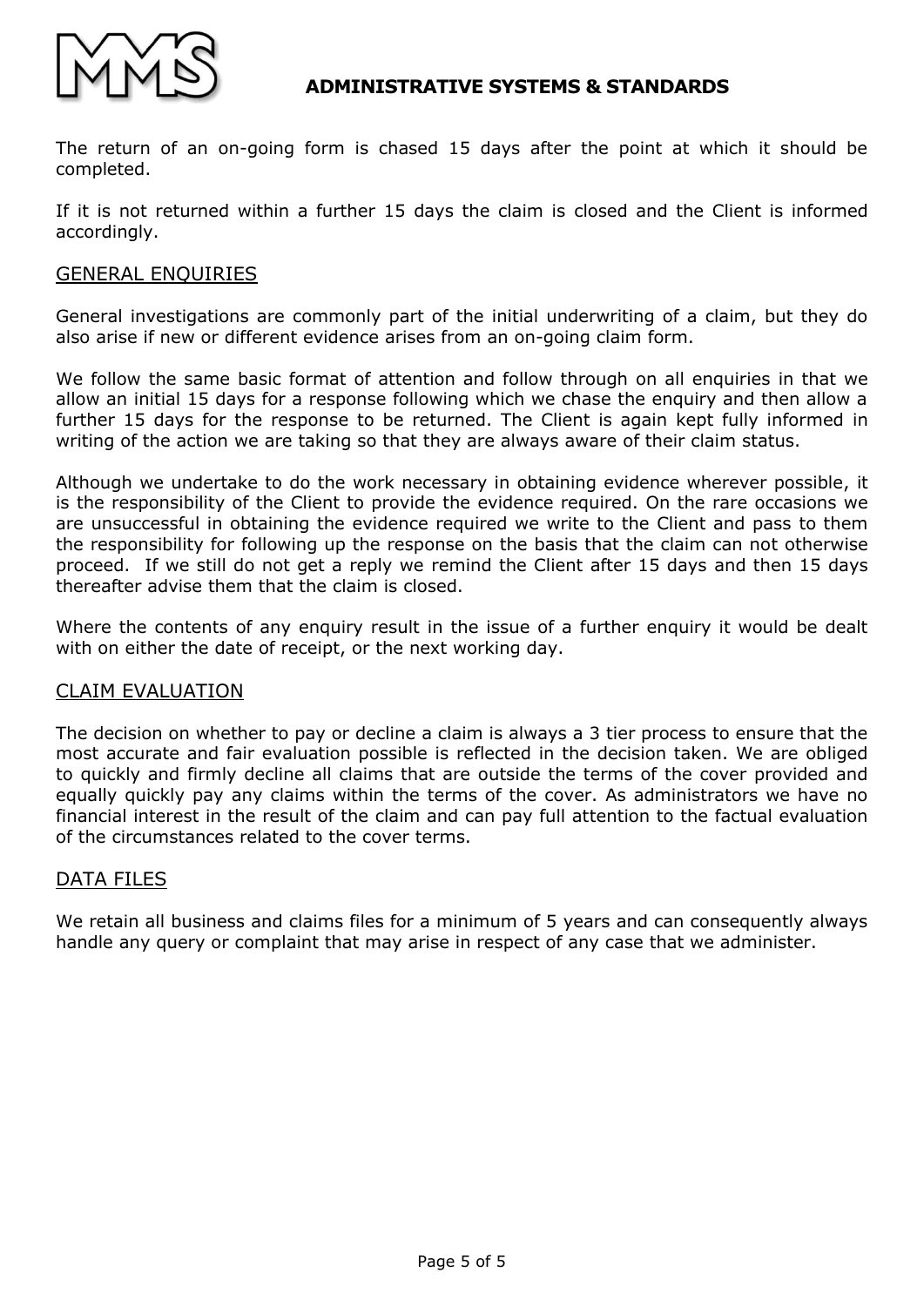The return of an on-going form is chased 15 days after the point at which it should be completed.

If it is not returned within a further 15 days the claim is closed and the Client is informed accordingly.

## GENERAL ENQUIRIES

General investigations are commonly part of the initial underwriting of a claim, but they do also arise if new or different evidence arises from an on-going claim form.

We follow the same basic format of attention and follow through on all enquiries in that we allow an initial 15 days for a response following which we chase the enquiry and then allow a further 15 days for the response to be returned. The Client is again kept fully informed in writing of the action we are taking so that they are always aware of their claim status.

Although we undertake to do the work necessary in obtaining evidence wherever possible, it is the responsibility of the Client to provide the evidence required. On the rare occasions we are unsuccessful in obtaining the evidence required we write to the Client and pass to them the responsibility for following up the response on the basis that the claim can not otherwise proceed. If we still do not get a reply we remind the Client after 15 days and then 15 days thereafter advise them that the claim is closed.

Where the contents of any enquiry result in the issue of a further enquiry it would be dealt with on either the date of receipt, or the next working day.

## CLAIM EVALUATION

The decision on whether to pay or decline a claim is always a 3 tier process to ensure that the most accurate and fair evaluation possible is reflected in the decision taken. We are obliged to quickly and firmly decline all claims that are outside the terms of the cover provided and equally quickly pay any claims within the terms of the cover. As administrators we have no financial interest in the result of the claim and can pay full attention to the factual evaluation of the circumstances related to the cover terms.

## DATA FILES

We retain all business and claims files for a minimum of 5 years and can consequently always handle any query or complaint that may arise in respect of any case that we administer.